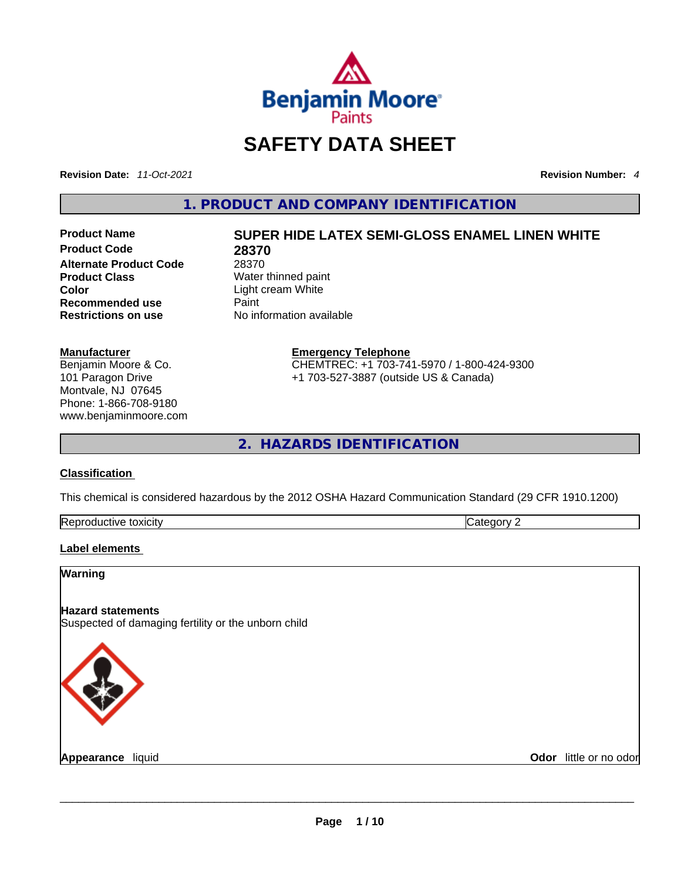# SAFETY DATA SHEET

**Revision Date:** *11-Oct-2021* **Revision Number:** *4*

## 1. PRODUCT AND COMPANY IDENTIFICATION

| | |
|---|---|
| **Product Name** | **SUPER HIDE LATEX SEMI-GLOSS ENAMEL LINEN WHITE** |
| **Product Code** | **28370** |
| **Alternate Product Code** | 28370 |
| **Product Class** | Water thinned paint |
| **Color** | Light cream White |
| **Recommended use** | Paint |
| **Restrictions on use** | No information available |

**Manufacturer**
Benjamin Moore & Co.
101 Paragon Drive
Montvale, NJ 07645
Phone: 1-866-708-9180
www.benjaminmoore.com

**Emergency Telephone**
CHEMTREC: +1 703-741-5970 / 1-800-424-9300
+1 703-527-3887 (outside US & Canada)

## 2. HAZARDS IDENTIFICATION

### Classification

This chemical is considered hazardous by the 2012 OSHA Hazard Communication Standard (29 CFR 1910.1200)

| | |
|---|---|
| Reproductive toxicity | Category 2 |

### Label elements

**Warning**

**Hazard statements**
Suspected of damaging fertility or the unborn child

**Appearance** liquid **Odor** little or no odor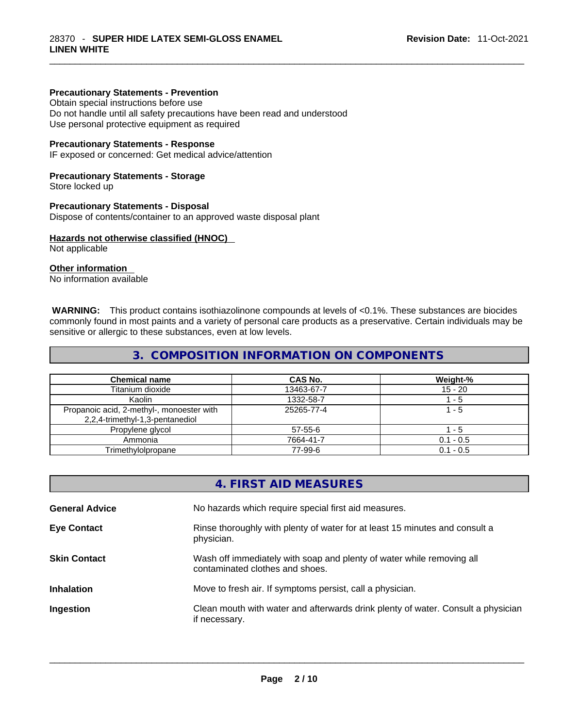**Precautionary Statements - Prevention**
Obtain special instructions before use
Do not handle until all safety precautions have been read and understood
Use personal protective equipment as required

**Precautionary Statements - Response**
IF exposed or concerned: Get medical advice/attention

**Precautionary Statements - Storage**
Store locked up

**Precautionary Statements - Disposal**
Dispose of contents/container to an approved waste disposal plant

**Hazards not otherwise classified (HNOC)**
Not applicable

**Other information**
No information available

**WARNING:** This product contains isothiazolinone compounds at levels of <0.1%. These substances are biocides commonly found in most paints and a variety of personal care products as a preservative. Certain individuals may be sensitive or allergic to these substances, even at low levels.

## 3. COMPOSITION INFORMATION ON COMPONENTS

| Chemical name | CAS No. | Weight-% |
|---|---|---|
| Titanium dioxide | 13463-67-7 | 15 - 20 |
| Kaolin | 1332-58-7 | 1 - 5 |
| Propanoic acid, 2-methyl-, monoester with 2,2,4-trimethyl-1,3-pentanediol | 25265-77-4 | 1 - 5 |
| Propylene glycol | 57-55-6 | 1 - 5 |
| Ammonia | 7664-41-7 | 0.1 - 0.5 |
| Trimethylolpropane | 77-99-6 | 0.1 - 0.5 |

## 4. FIRST AID MEASURES

**General Advice** No hazards which require special first aid measures.

**Eye Contact** Rinse thoroughly with plenty of water for at least 15 minutes and consult a physician.

**Skin Contact** Wash off immediately with soap and plenty of water while removing all contaminated clothes and shoes.

**Inhalation** Move to fresh air. If symptoms persist, call a physician.

**Ingestion** Clean mouth with water and afterwards drink plenty of water. Consult a physician if necessary.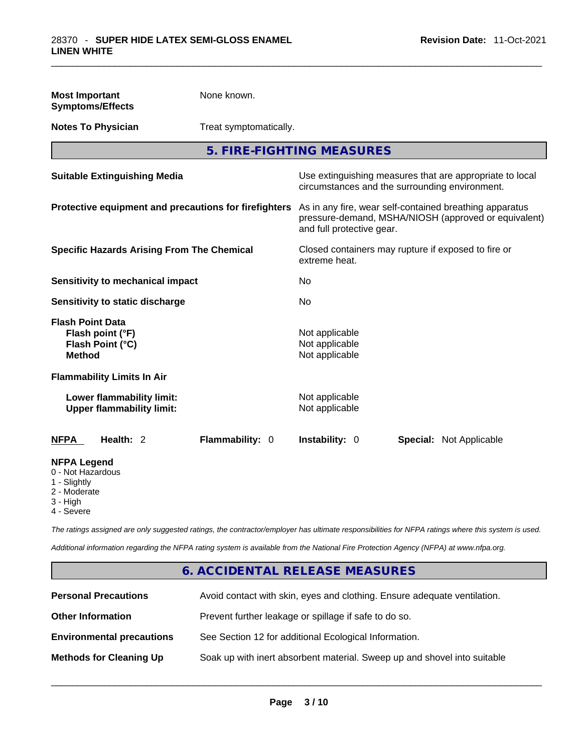**Most Important Symptoms/Effects** None known.

**Notes To Physician** Treat symptomatically.

## 5. FIRE-FIGHTING MEASURES

| | |
|---|---|
| **Suitable Extinguishing Media** | Use extinguishing measures that are appropriate to local circumstances and the surrounding environment. |
| **Protective equipment and precautions for firefighters** | As in any fire, wear self-contained breathing apparatus pressure-demand, MSHA/NIOSH (approved or equivalent) and full protective gear. |
| **Specific Hazards Arising From The Chemical** | Closed containers may rupture if exposed to fire or extreme heat. |
| **Sensitivity to mechanical impact** | No |
| **Sensitivity to static discharge** | No |

**Flash Point Data**

| | |
|---|---|
| **Flash point (°F)** | Not applicable |
| **Flash Point (°C)** | Not applicable |
| **Method** | Not applicable |

**Flammability Limits In Air**

| | |
|---|---|
| **Lower flammability limit:** | Not applicable |
| **Upper flammability limit:** | Not applicable |

| NFPA | Health: 2 | Flammability: 0 | Instability: 0 | Special: Not Applicable |
|---|---|---|---|---|

**NFPA Legend**
0 - Not Hazardous
1 - Slightly
2 - Moderate
3 - High
4 - Severe

*The ratings assigned are only suggested ratings, the contractor/employer has ultimate responsibilities for NFPA ratings where this system is used.*

*Additional information regarding the NFPA rating system is available from the National Fire Protection Agency (NFPA) at www.nfpa.org.*

## 6. ACCIDENTAL RELEASE MEASURES

| | |
|---|---|
| **Personal Precautions** | Avoid contact with skin, eyes and clothing. Ensure adequate ventilation. |
| **Other Information** | Prevent further leakage or spillage if safe to do so. |
| **Environmental precautions** | See Section 12 for additional Ecological Information. |
| **Methods for Cleaning Up** | Soak up with inert absorbent material. Sweep up and shovel into suitable |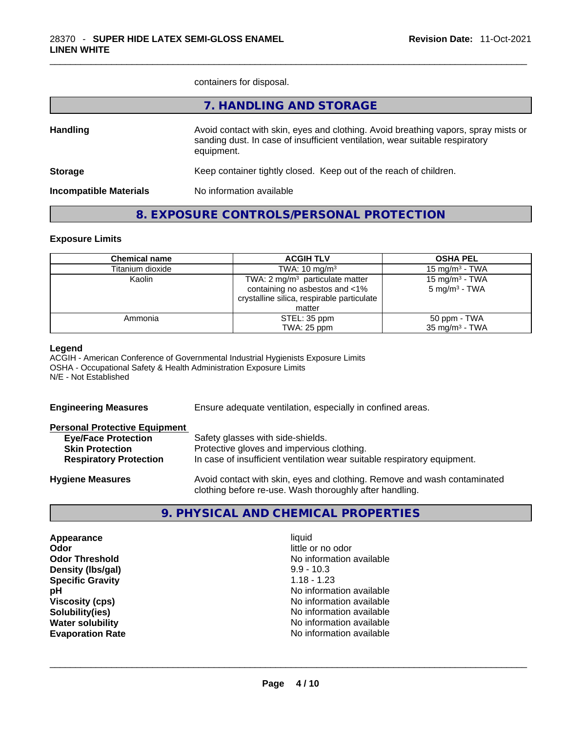containers for disposal.

## 7. HANDLING AND STORAGE

**Handling**

Avoid contact with skin, eyes and clothing. Avoid breathing vapors, spray mists or sanding dust. In case of insufficient ventilation, wear suitable respiratory equipment.

**Storage**

Keep container tightly closed. Keep out of the reach of children.

**Incompatible Materials**

No information available

## 8. EXPOSURE CONTROLS/PERSONAL PROTECTION

### Exposure Limits

| Chemical name | ACGIH TLV | OSHA PEL |
|---|---|---|
| Titanium dioxide | TWA: 10 mg/m$^3$ | 15 mg/m$^3$ - TWA |
| Kaolin | TWA: 2 mg/m$^3$ particulate matter containing no asbestos and <1% crystalline silica, respirable particulate matter | 15 mg/m$^3$ - TWA<br>5 mg/m$^3$ - TWA |
| Ammonia | STEL: 35 ppm<br>TWA: 25 ppm | 50 ppm - TWA<br>35 mg/m$^3$ - TWA |

**Legend**

ACGIH - American Conference of Governmental Industrial Hygienists Exposure Limits
OSHA - Occupational Safety & Health Administration Exposure Limits
N/E - Not Established

**Engineering Measures**

Ensure adequate ventilation, especially in confined areas.

**Personal Protective Equipment**

- **Eye/Face Protection**: Safety glasses with side-shields.
- **Skin Protection**: Protective gloves and impervious clothing.
- **Respiratory Protection**: In case of insufficient ventilation wear suitable respiratory equipment.

**Hygiene Measures**

Avoid contact with skin, eyes and clothing. Remove and wash contaminated clothing before re-use. Wash thoroughly after handling.

## 9. PHYSICAL AND CHEMICAL PROPERTIES

| | |
|---|---|
| **Appearance** | liquid |
| **Odor** | little or no odor |
| **Odor Threshold** | No information available |
| **Density (lbs/gal)** | 9.9 - 10.3 |
| **Specific Gravity** | 1.18 - 1.23 |
| **pH** | No information available |
| **Viscosity (cps)** | No information available |
| **Solubility(ies)** | No information available |
| **Water solubility** | No information available |
| **Evaporation Rate** | No information available |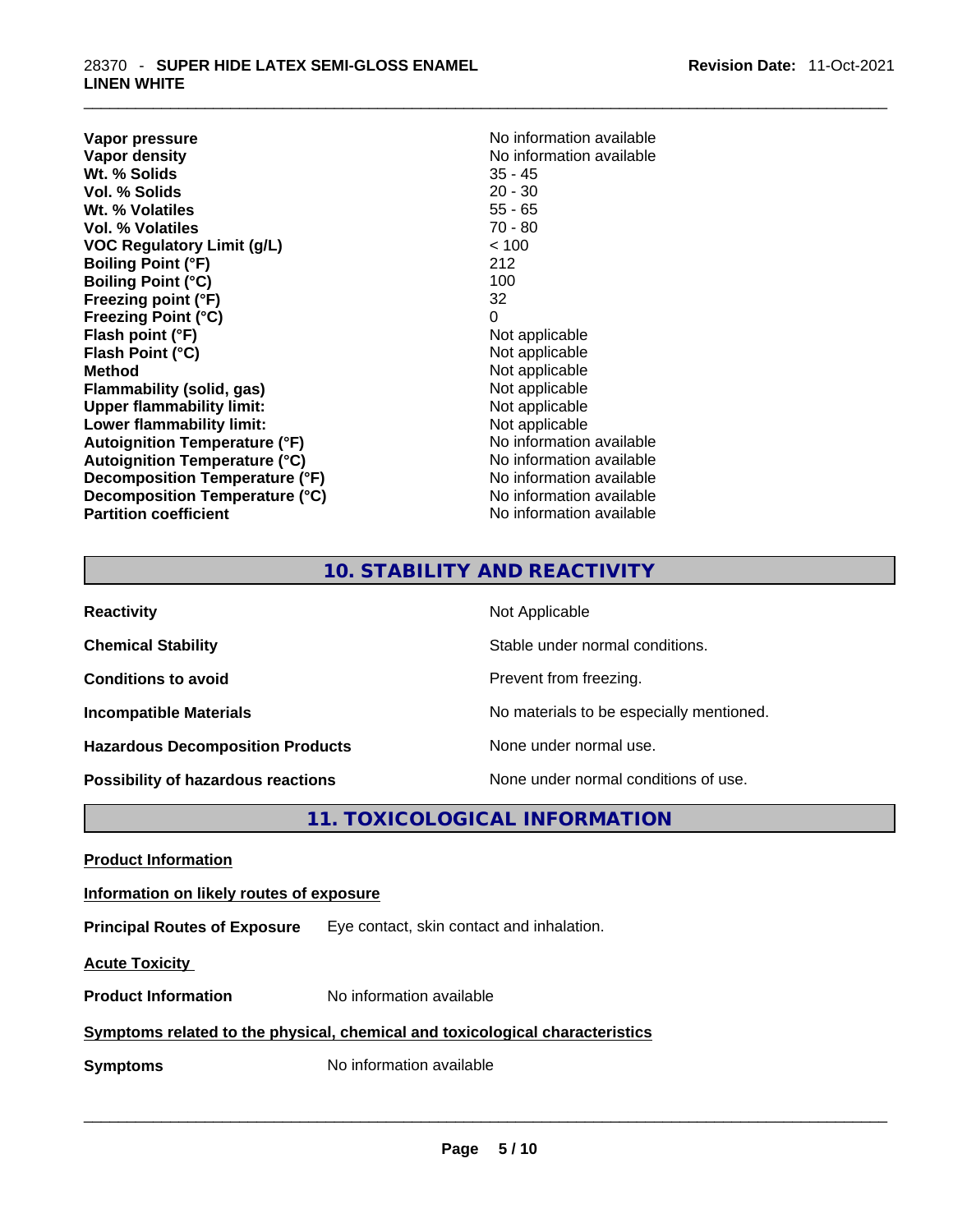| | |
|---|---|
| **Vapor pressure** | No information available |
| **Vapor density** | No information available |
| **Wt. % Solids** | 35 - 45 |
| **Vol. % Solids** | 20 - 30 |
| **Wt. % Volatiles** | 55 - 65 |
| **Vol. % Volatiles** | 70 - 80 |
| **VOC Regulatory Limit (g/L)** | < 100 |
| **Boiling Point (°F)** | 212 |
| **Boiling Point (°C)** | 100 |
| **Freezing point (°F)** | 32 |
| **Freezing Point (°C)** | 0 |
| **Flash point (°F)** | Not applicable |
| **Flash Point (°C)** | Not applicable |
| **Method** | Not applicable |
| **Flammability (solid, gas)** | Not applicable |
| **Upper flammability limit:** | Not applicable |
| **Lower flammability limit:** | Not applicable |
| **Autoignition Temperature (°F)** | No information available |
| **Autoignition Temperature (°C)** | No information available |
| **Decomposition Temperature (°F)** | No information available |
| **Decomposition Temperature (°C)** | No information available |
| **Partition coefficient** | No information available |

## 10. STABILITY AND REACTIVITY

| | |
|---|---|
| **Reactivity** | Not Applicable |
| **Chemical Stability** | Stable under normal conditions. |
| **Conditions to avoid** | Prevent from freezing. |
| **Incompatible Materials** | No materials to be especially mentioned. |
| **Hazardous Decomposition Products** | None under normal use. |
| **Possibility of hazardous reactions** | None under normal conditions of use. |

## 11. TOXICOLOGICAL INFORMATION

**Product Information**

**Information on likely routes of exposure**

**Principal Routes of Exposure** Eye contact, skin contact and inhalation.

**Acute Toxicity**

**Product Information** No information available

**Symptoms related to the physical, chemical and toxicological characteristics**

**Symptoms** No information available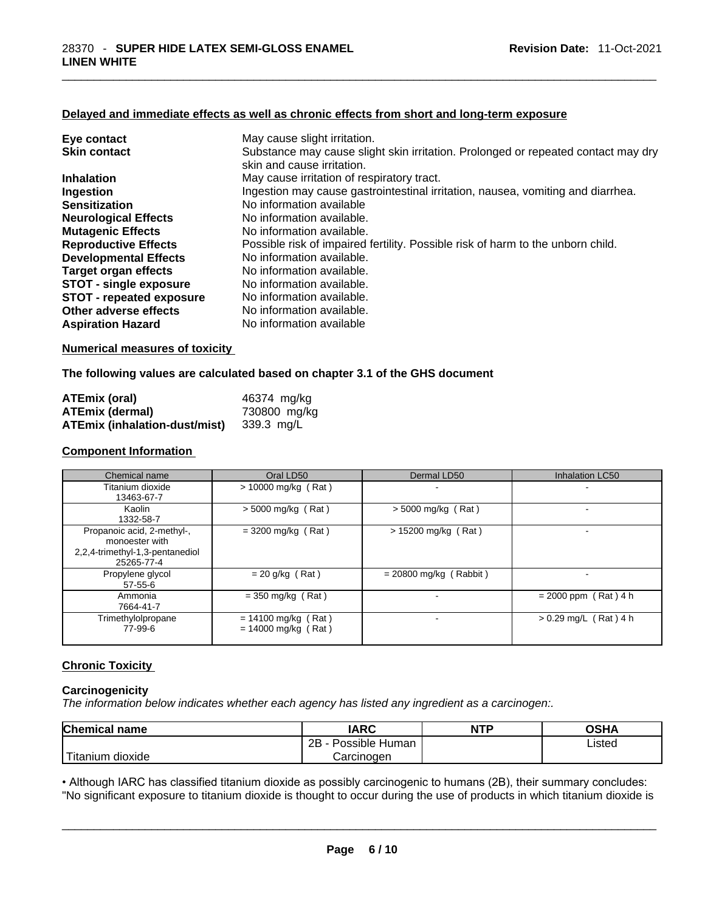### Delayed and immediate effects as well as chronic effects from short and long-term exposure

| | |
|---|---|
| **Eye contact** | May cause slight irritation. |
| **Skin contact** | Substance may cause slight skin irritation. Prolonged or repeated contact may dry skin and cause irritation. |
| **Inhalation** | May cause irritation of respiratory tract. |
| **Ingestion** | Ingestion may cause gastrointestinal irritation, nausea, vomiting and diarrhea. |
| **Sensitization** | No information available |
| **Neurological Effects** | No information available. |
| **Mutagenic Effects** | No information available. |
| **Reproductive Effects** | Possible risk of impaired fertility. Possible risk of harm to the unborn child. |
| **Developmental Effects** | No information available. |
| **Target organ effects** | No information available. |
| **STOT - single exposure** | No information available. |
| **STOT - repeated exposure** | No information available. |
| **Other adverse effects** | No information available. |
| **Aspiration Hazard** | No information available |

### Numerical measures of toxicity

**The following values are calculated based on chapter 3.1 of the GHS document**

| | |
|---|---|
| **ATEmix (oral)** | 46374 mg/kg |
| **ATEmix (dermal)** | 730800 mg/kg |
| **ATEmix (inhalation-dust/mist)** | 339.3 mg/L |

### Component Information

| Chemical name | Oral LD50 | Dermal LD50 | Inhalation LC50 |
|---|---|---|---|
| Titanium dioxide<br>13463-67-7 | > 10000 mg/kg ( Rat ) | - | - |
| Kaolin<br>1332-58-7 | > 5000 mg/kg ( Rat ) | > 5000 mg/kg ( Rat ) | - |
| Propanoic acid, 2-methyl-, monoester with 2,2,4-trimethyl-1,3-pentanediol<br>25265-77-4 | = 3200 mg/kg ( Rat ) | > 15200 mg/kg ( Rat ) | - |
| Propylene glycol<br>57-55-6 | = 20 g/kg ( Rat ) | = 20800 mg/kg ( Rabbit ) | - |
| Ammonia<br>7664-41-7 | = 350 mg/kg ( Rat ) | - | = 2000 ppm ( Rat ) 4 h |
| Trimethylolpropane<br>77-99-6 | = 14100 mg/kg ( Rat )<br>= 14000 mg/kg ( Rat ) | - | > 0.29 mg/L ( Rat ) 4 h |

### Chronic Toxicity

#### Carcinogenicity

*The information below indicates whether each agency has listed any ingredient as a carcinogen:.*

| Chemical name | IARC | NTP | OSHA |
|---|---|---|---|
| Titanium dioxide | 2B - Possible Human Carcinogen | | Listed |

• Although IARC has classified titanium dioxide as possibly carcinogenic to humans (2B), their summary concludes: "No significant exposure to titanium dioxide is thought to occur during the use of products in which titanium dioxide is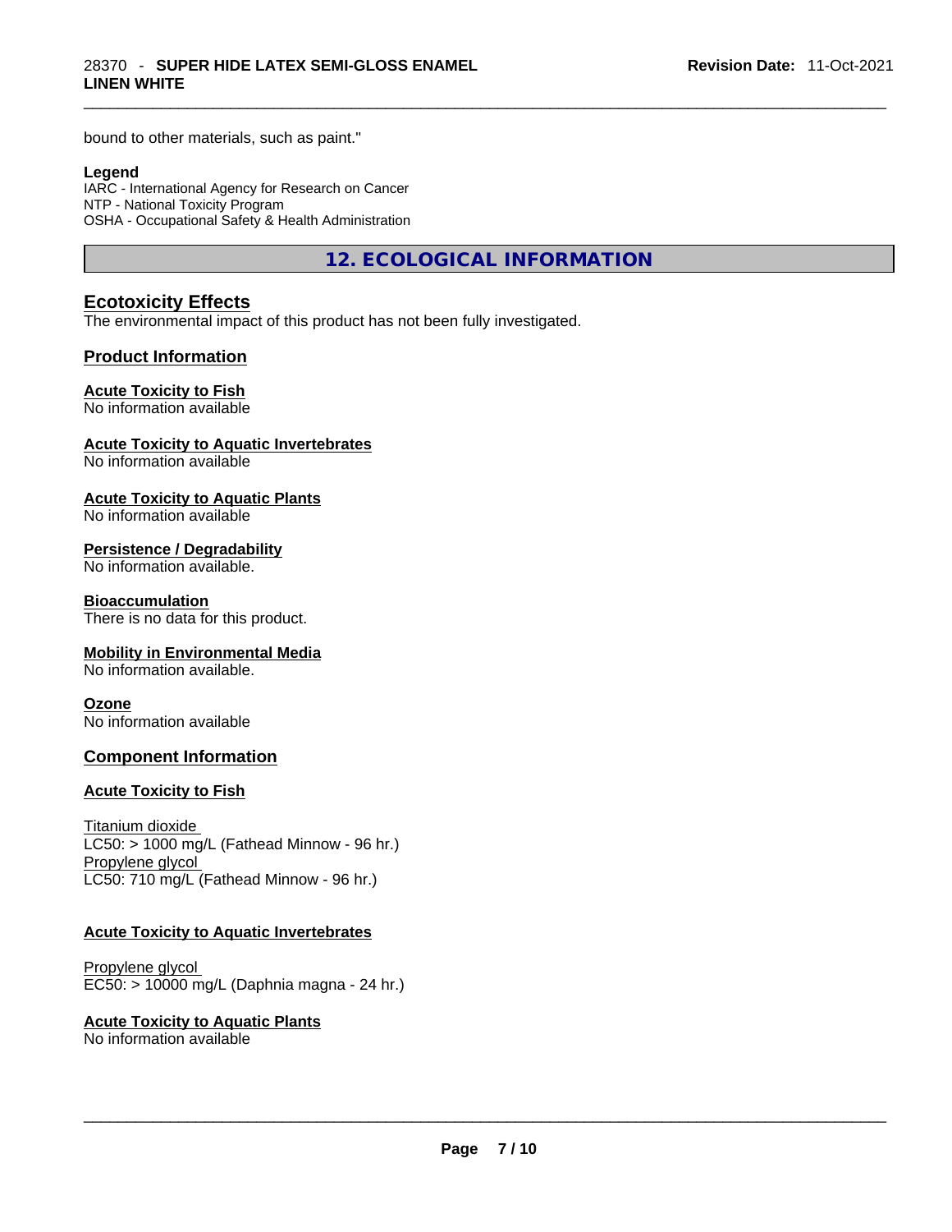bound to other materials, such as paint."

**Legend**

IARC - International Agency for Research on Cancer
NTP - National Toxicity Program
OSHA - Occupational Safety & Health Administration

## 12. ECOLOGICAL INFORMATION

### Ecotoxicity Effects

The environmental impact of this product has not been fully investigated.

### Product Information

**Acute Toxicity to Fish**
No information available

**Acute Toxicity to Aquatic Invertebrates**
No information available

**Acute Toxicity to Aquatic Plants**
No information available

**Persistence / Degradability**
No information available.

**Bioaccumulation**
There is no data for this product.

**Mobility in Environmental Media**
No information available.

**Ozone**
No information available

### Component Information

**Acute Toxicity to Fish**

Titanium dioxide
LC50: > 1000 mg/L (Fathead Minnow - 96 hr.)
Propylene glycol
LC50: 710 mg/L (Fathead Minnow - 96 hr.)

**Acute Toxicity to Aquatic Invertebrates**

Propylene glycol
EC50: > 10000 mg/L (Daphnia magna - 24 hr.)

**Acute Toxicity to Aquatic Plants**
No information available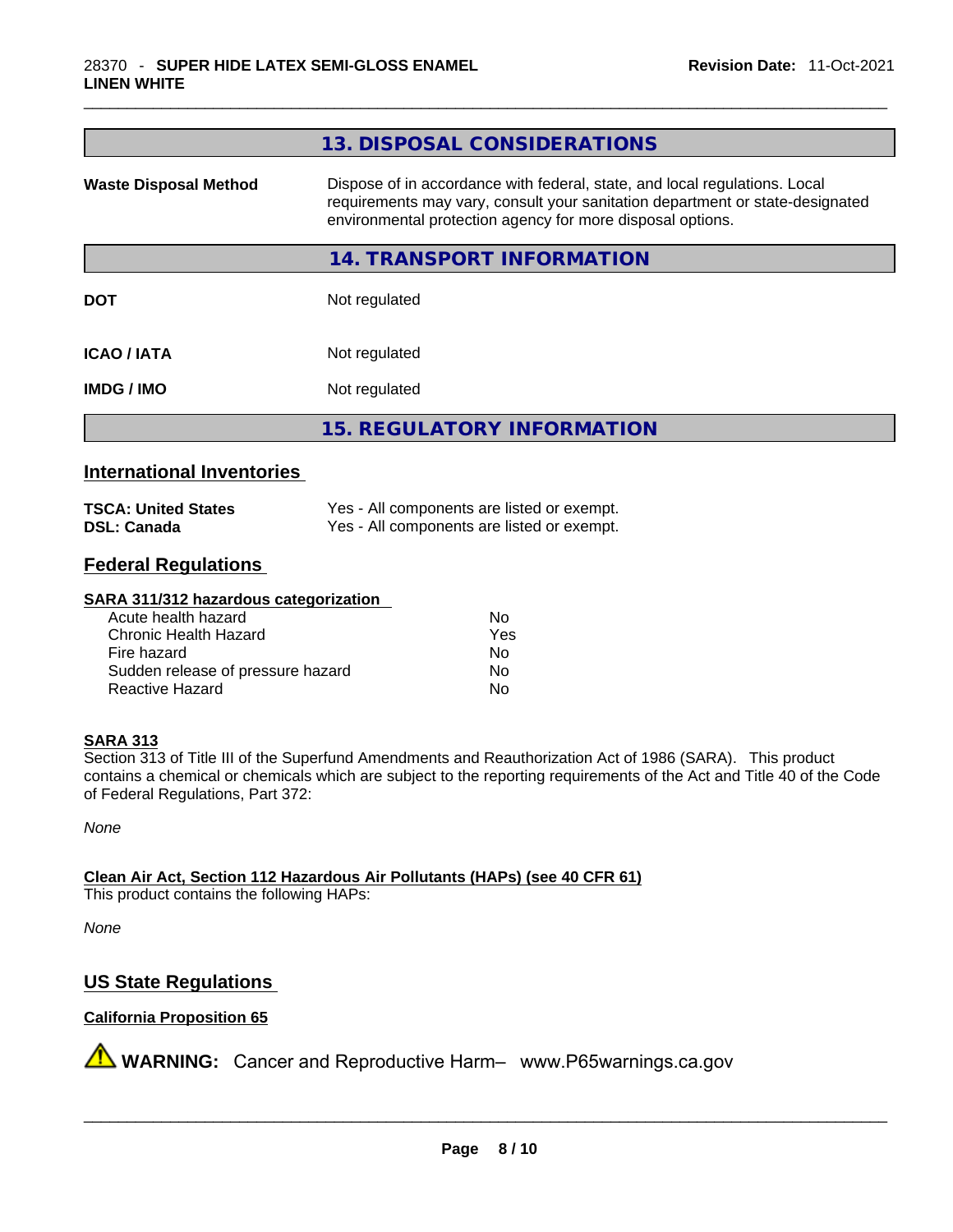## 13. DISPOSAL CONSIDERATIONS

| | |
|---|---|
| **Waste Disposal Method** | Dispose of in accordance with federal, state, and local regulations. Local requirements may vary, consult your sanitation department or state-designated environmental protection agency for more disposal options. |

## 14. TRANSPORT INFORMATION

| | |
|---|---|
| **DOT** | Not regulated |
| **ICAO / IATA** | Not regulated |
| **IMDG / IMO** | Not regulated |

## 15. REGULATORY INFORMATION

### International Inventories

| | |
|---|---|
| **TSCA: United States** | Yes - All components are listed or exempt. |
| **DSL: Canada** | Yes - All components are listed or exempt. |

### Federal Regulations

**SARA 311/312 hazardous categorization**

| | |
|---|---|
| Acute health hazard | No |
| Chronic Health Hazard | Yes |
| Fire hazard | No |
| Sudden release of pressure hazard | No |
| Reactive Hazard | No |

**SARA 313**

Section 313 of Title III of the Superfund Amendments and Reauthorization Act of 1986 (SARA). This product contains a chemical or chemicals which are subject to the reporting requirements of the Act and Title 40 of the Code of Federal Regulations, Part 372:

*None*

**Clean Air Act, Section 112 Hazardous Air Pollutants (HAPs) (see 40 CFR 61)**

This product contains the following HAPs:

*None*

### US State Regulations

**California Proposition 65**

⚠ **WARNING:** Cancer and Reproductive Harm– www.P65warnings.ca.gov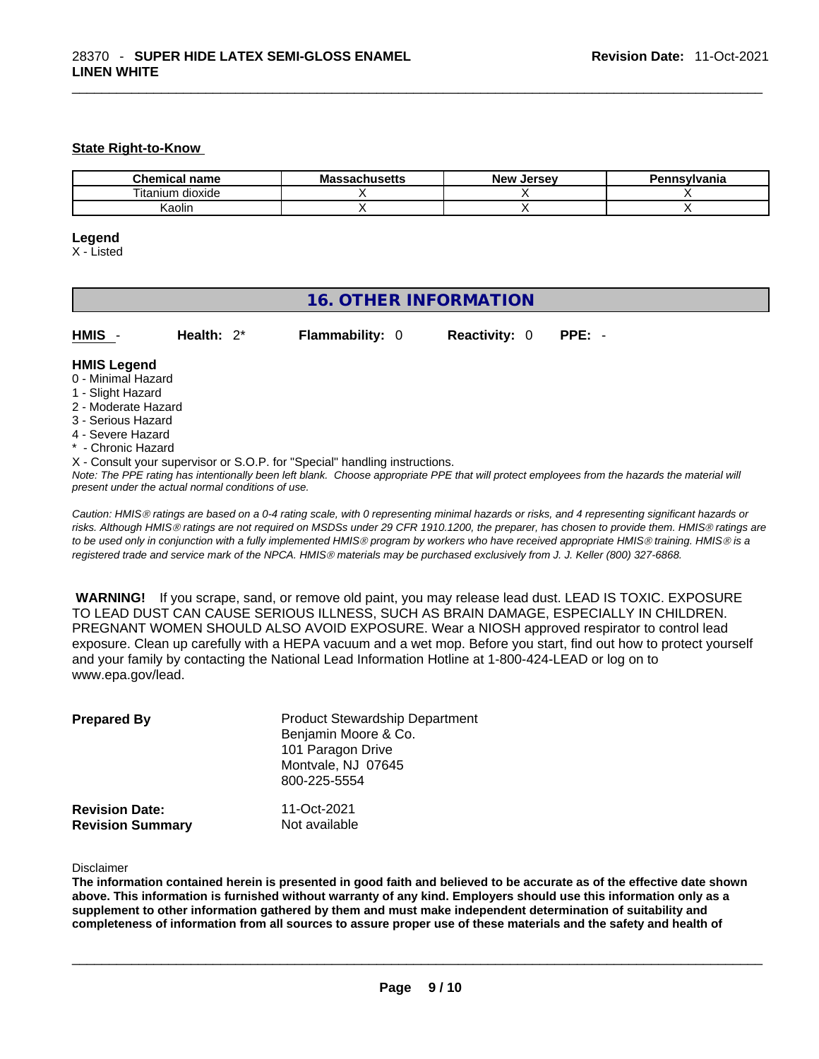**State Right-to-Know**

| Chemical name | Massachusetts | New Jersey | Pennsylvania |
|---|---|---|---|
| Titanium dioxide | X | X | X |
| Kaolin | X | X | X |

**Legend**

X - Listed

## 16. OTHER INFORMATION

**HMIS** - **Health:** 2* **Flammability:** 0 **Reactivity:** 0 **PPE:** -

**HMIS Legend**

0 - Minimal Hazard
1 - Slight Hazard
2 - Moderate Hazard
3 - Serious Hazard
4 - Severe Hazard
* - Chronic Hazard
X - Consult your supervisor or S.O.P. for "Special" handling instructions.

*Note: The PPE rating has intentionally been left blank. Choose appropriate PPE that will protect employees from the hazards the material will present under the actual normal conditions of use.*

*Caution: HMIS® ratings are based on a 0-4 rating scale, with 0 representing minimal hazards or risks, and 4 representing significant hazards or risks. Although HMIS® ratings are not required on MSDSs under 29 CFR 1910.1200, the preparer, has chosen to provide them. HMIS® ratings are to be used only in conjunction with a fully implemented HMIS® program by workers who have received appropriate HMIS® training. HMIS® is a registered trade and service mark of the NPCA. HMIS® materials may be purchased exclusively from J. J. Keller (800) 327-6868.*

**WARNING!** If you scrape, sand, or remove old paint, you may release lead dust. LEAD IS TOXIC. EXPOSURE TO LEAD DUST CAN CAUSE SERIOUS ILLNESS, SUCH AS BRAIN DAMAGE, ESPECIALLY IN CHILDREN. PREGNANT WOMEN SHOULD ALSO AVOID EXPOSURE. Wear a NIOSH approved respirator to control lead exposure. Clean up carefully with a HEPA vacuum and a wet mop. Before you start, find out how to protect yourself and your family by contacting the National Lead Information Hotline at 1-800-424-LEAD or log on to www.epa.gov/lead.

**Prepared By**
Product Stewardship Department
Benjamin Moore & Co.
101 Paragon Drive
Montvale, NJ 07645
800-225-5554

**Revision Date:** 11-Oct-2021
**Revision Summary** Not available

Disclaimer

**The information contained herein is presented in good faith and believed to be accurate as of the effective date shown above. This information is furnished without warranty of any kind. Employers should use this information only as a supplement to other information gathered by them and must make independent determination of suitability and completeness of information from all sources to assure proper use of these materials and the safety and health of**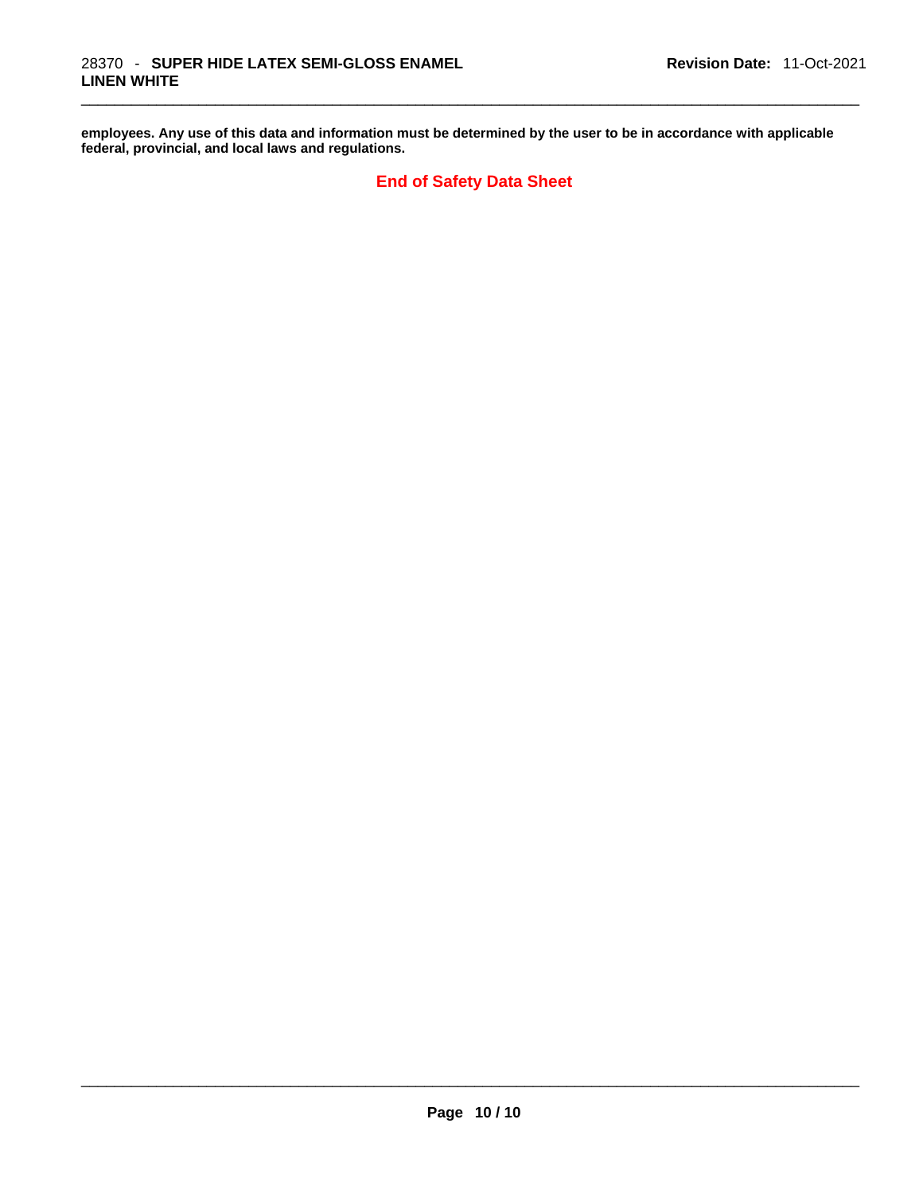**employees. Any use of this data and information must be determined by the user to be in accordance with applicable federal, provincial, and local laws and regulations.**

**End of Safety Data Sheet**